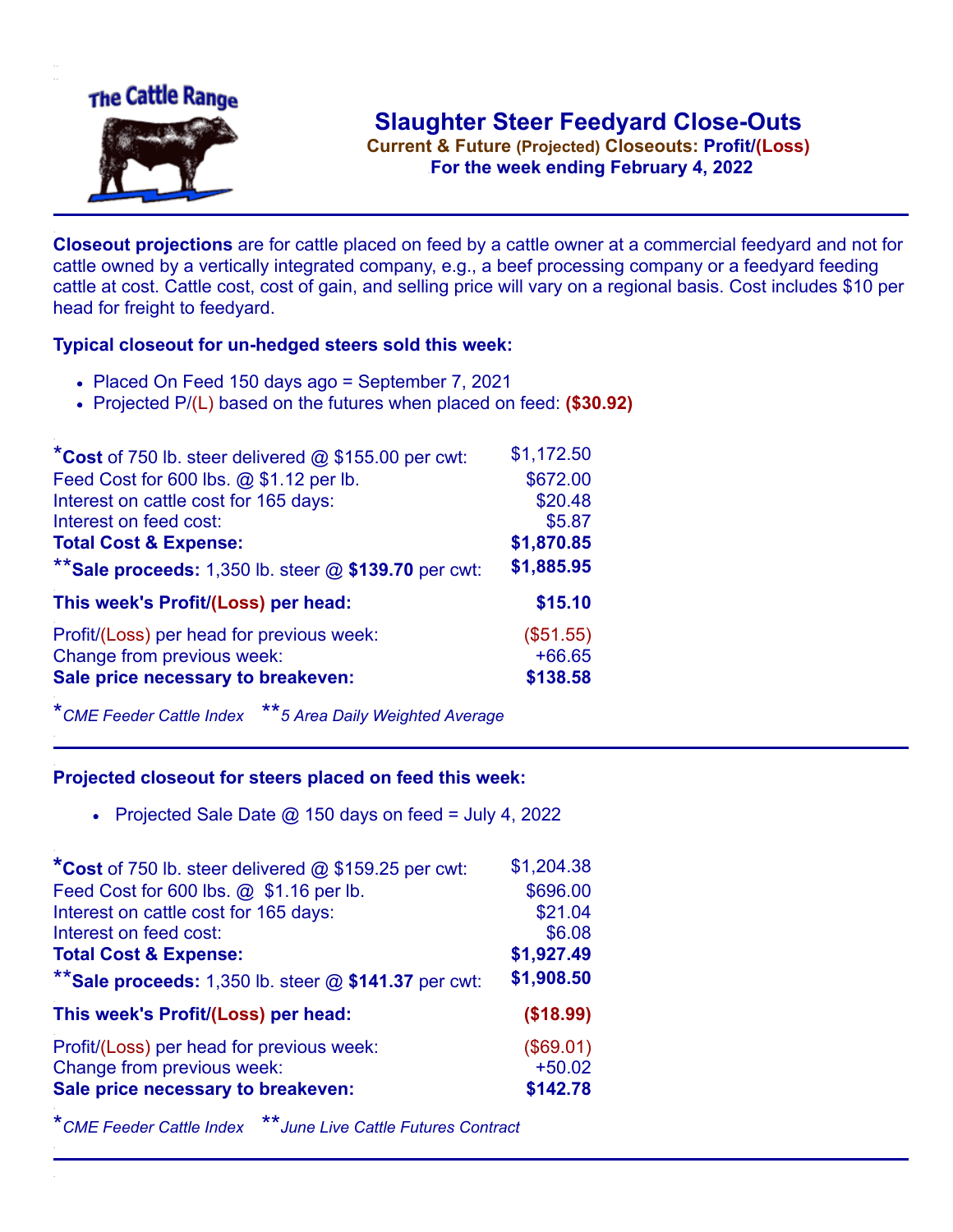# Slaughter Steer Feedyard Close-Outs

**Current & Future (Projected) Closeouts: Profit/(Loss)**

**For the week ending February 4, 2022**

**Closeout projections** are for cattle placed on feed by a cattle owner at a commercial feedyard and not for cattle owned by a vertically integrated company, e.g., a beef processing company or a feedyard feeding cattle at cost. Cattle cost, cost of gain, and selling price will vary on a regional basis. Cost includes $10 per head for freight to feedyard.

### Typical closeout for un-hedged steers sold this week:

- Placed On Feed 150 days ago = September 7, 2021
- Projected P/(L) based on the futures when placed on feed: **($30.92)**

| | |
|---|---|
| *Cost of 750 lb. steer delivered @ $155.00 per cwt: | $1,172.50 |
| Feed Cost for 600 lbs. @ $1.12 per lb. | $672.00 |
| Interest on cattle cost for 165 days: | $20.48 |
| Interest on feed cost: | $5.87 |
| **Total Cost & Expense:** | **$1,870.85** |
| **Sale proceeds: 1,350 lb. steer @ $139.70 per cwt: | **$1,885.95** |
| **This week's Profit/(Loss) per head:** | **$15.10** |
| Profit/(Loss) per head for previous week: | ($51.55) |
| Change from previous week: | +66.65 |
| **Sale price necessary to breakeven:** | **$138.58** |

*\*CME Feeder Cattle Index* *\*\*5 Area Daily Weighted Average*

### Projected closeout for steers placed on feed this week:

- Projected Sale Date @ 150 days on feed = July 4, 2022

| | |
|---|---|
| *Cost of 750 lb. steer delivered @ $159.25 per cwt: | $1,204.38 |
| Feed Cost for 600 lbs. @ $1.16 per lb. | $696.00 |
| Interest on cattle cost for 165 days: | $21.04 |
| Interest on feed cost: | $6.08 |
| **Total Cost & Expense:** | **$1,927.49** |
| **Sale proceeds: 1,350 lb. steer @ $141.37 per cwt: | **$1,908.50** |
| **This week's Profit/(Loss) per head:** | **($18.99)** |
| Profit/(Loss) per head for previous week: | ($69.01) |
| Change from previous week: | +50.02 |
| **Sale price necessary to breakeven:** | **$142.78** |

*\*CME Feeder Cattle Index* *\*\*June Live Cattle Futures Contract*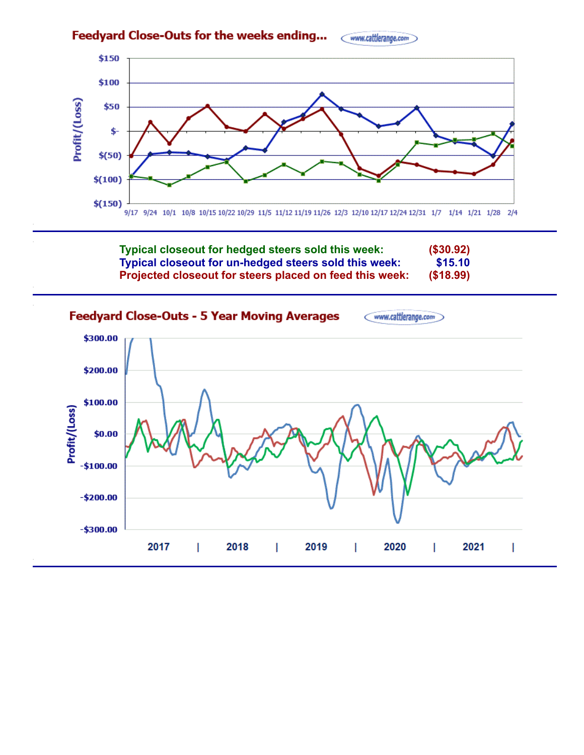## Feedyard Close-Outs for the weeks ending...

www.cattlerange.com

Profit/(Loss)

$150
$100
$50
$-
$(50)
$(100)
$(150)

9/17 9/24 10/1 10/8 10/15 10/22 10/29 11/5 11/12 11/19 11/26 12/3 12/10 12/17 12/24 12/31 1/7 1/14 1/21 1/28 2/4

---

| | |
|---|---|
| Typical closeout for hedged steers sold this week: | ($30.92) |
| Typical closeout for un-hedged steers sold this week: | $15.10 |
| Projected closeout for steers placed on feed this week: | ($18.99) |

---

## Feedyard Close-Outs - 5 Year Moving Averages

www.cattlerange.com

Profit/(Loss)

$300.00
$200.00
$100.00
$0.00
-$100.00
-$200.00
-$300.00

2017 | 2018 | 2019 | 2020 | 2021 |